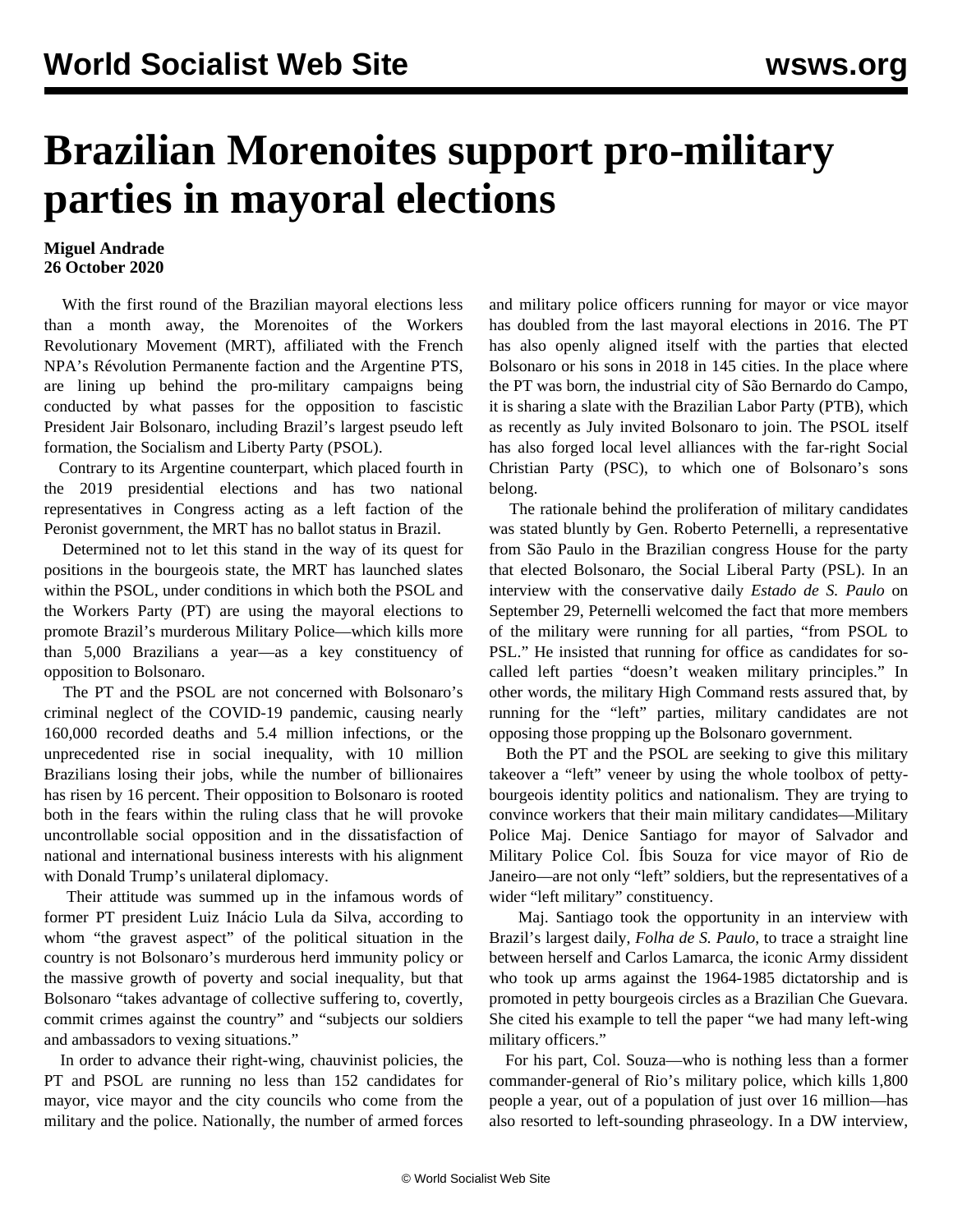# Brazilian Morenoites support pro-military parties in mayoral elections

**Miguel Andrade**
**26 October 2020**

With the first round of the Brazilian mayoral elections less than a month away, the Morenoites of the Workers Revolutionary Movement (MRT), affiliated with the French NPA's Révolution Permanente faction and the Argentine PTS, are lining up behind the pro-military campaigns being conducted by what passes for the opposition to fascistic President Jair Bolsonaro, including Brazil's largest pseudo left formation, the Socialism and Liberty Party (PSOL).

Contrary to its Argentine counterpart, which placed fourth in the 2019 presidential elections and has two national representatives in Congress acting as a left faction of the Peronist government, the MRT has no ballot status in Brazil.

Determined not to let this stand in the way of its quest for positions in the bourgeois state, the MRT has launched slates within the PSOL, under conditions in which both the PSOL and the Workers Party (PT) are using the mayoral elections to promote Brazil's murderous Military Police—which kills more than 5,000 Brazilians a year—as a key constituency of opposition to Bolsonaro.

The PT and the PSOL are not concerned with Bolsonaro's criminal neglect of the COVID-19 pandemic, causing nearly 160,000 recorded deaths and 5.4 million infections, or the unprecedented rise in social inequality, with 10 million Brazilians losing their jobs, while the number of billionaires has risen by 16 percent. Their opposition to Bolsonaro is rooted both in the fears within the ruling class that he will provoke uncontrollable social opposition and in the dissatisfaction of national and international business interests with his alignment with Donald Trump's unilateral diplomacy.

Their attitude was summed up in the infamous words of former PT president Luiz Inácio Lula da Silva, according to whom "the gravest aspect" of the political situation in the country is not Bolsonaro's murderous herd immunity policy or the massive growth of poverty and social inequality, but that Bolsonaro "takes advantage of collective suffering to, covertly, commit crimes against the country" and "subjects our soldiers and ambassadors to vexing situations."

In order to advance their right-wing, chauvinist policies, the PT and PSOL are running no less than 152 candidates for mayor, vice mayor and the city councils who come from the military and the police. Nationally, the number of armed forces and military police officers running for mayor or vice mayor has doubled from the last mayoral elections in 2016. The PT has also openly aligned itself with the parties that elected Bolsonaro or his sons in 2018 in 145 cities. In the place where the PT was born, the industrial city of São Bernardo do Campo, it is sharing a slate with the Brazilian Labor Party (PTB), which as recently as July invited Bolsonaro to join. The PSOL itself has also forged local level alliances with the far-right Social Christian Party (PSC), to which one of Bolsonaro's sons belong.

The rationale behind the proliferation of military candidates was stated bluntly by Gen. Roberto Peternelli, a representative from São Paulo in the Brazilian congress House for the party that elected Bolsonaro, the Social Liberal Party (PSL). In an interview with the conservative daily *Estado de S. Paulo* on September 29, Peternelli welcomed the fact that more members of the military were running for all parties, "from PSOL to PSL." He insisted that running for office as candidates for so-called left parties "doesn't weaken military principles." In other words, the military High Command rests assured that, by running for the "left" parties, military candidates are not opposing those propping up the Bolsonaro government.

Both the PT and the PSOL are seeking to give this military takeover a "left" veneer by using the whole toolbox of petty-bourgeois identity politics and nationalism. They are trying to convince workers that their main military candidates—Military Police Maj. Denice Santiago for mayor of Salvador and Military Police Col. Íbis Souza for vice mayor of Rio de Janeiro—are not only "left" soldiers, but the representatives of a wider "left military" constituency.

Maj. Santiago took the opportunity in an interview with Brazil's largest daily, *Folha de S. Paulo*, to trace a straight line between herself and Carlos Lamarca, the iconic Army dissident who took up arms against the 1964-1985 dictatorship and is promoted in petty bourgeois circles as a Brazilian Che Guevara. She cited his example to tell the paper "we had many left-wing military officers."

For his part, Col. Souza—who is nothing less than a former commander-general of Rio's military police, which kills 1,800 people a year, out of a population of just over 16 million—has also resorted to left-sounding phraseology. In a DW interview,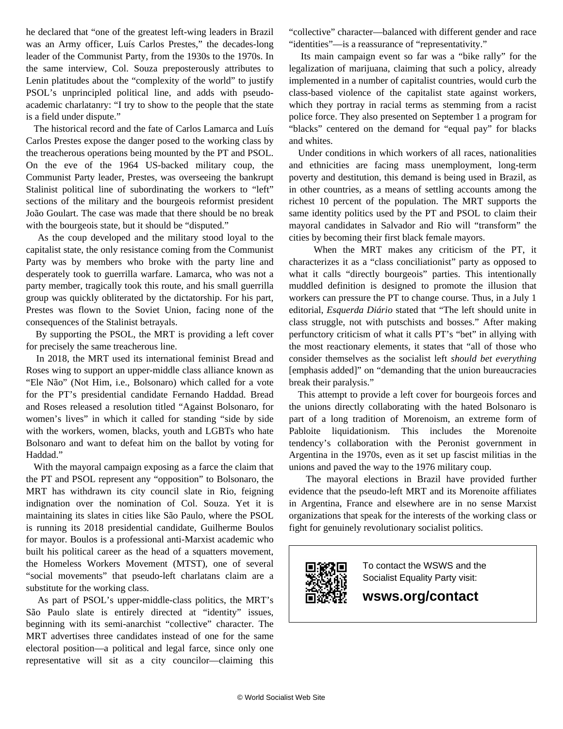he declared that "one of the greatest left-wing leaders in Brazil was an Army officer, Luís Carlos Prestes," the decades-long leader of the Communist Party, from the 1930s to the 1970s. In the same interview, Col. Souza preposterously attributes to Lenin platitudes about the "complexity of the world" to justify PSOL's unprincipled political line, and adds with pseudo-academic charlatanry: "I try to show to the people that the state is a field under dispute."

The historical record and the fate of Carlos Lamarca and Luís Carlos Prestes expose the danger posed to the working class by the treacherous operations being mounted by the PT and PSOL. On the eve of the 1964 US-backed military coup, the Communist Party leader, Prestes, was overseeing the bankrupt Stalinist political line of subordinating the workers to "left" sections of the military and the bourgeois reformist president João Goulart. The case was made that there should be no break with the bourgeois state, but it should be "disputed."

As the coup developed and the military stood loyal to the capitalist state, the only resistance coming from the Communist Party was by members who broke with the party line and desperately took to guerrilla warfare. Lamarca, who was not a party member, tragically took this route, and his small guerrilla group was quickly obliterated by the dictatorship. For his part, Prestes was flown to the Soviet Union, facing none of the consequences of the Stalinist betrayals.

By supporting the PSOL, the MRT is providing a left cover for precisely the same treacherous line.

In 2018, the MRT used its international feminist Bread and Roses wing to support an upper-middle class alliance known as "Ele Não" (Not Him, i.e., Bolsonaro) which called for a vote for the PT's presidential candidate Fernando Haddad. Bread and Roses released a resolution titled "Against Bolsonaro, for women's lives" in which it called for standing "side by side with the workers, women, blacks, youth and LGBTs who hate Bolsonaro and want to defeat him on the ballot by voting for Haddad."

With the mayoral campaign exposing as a farce the claim that the PT and PSOL represent any "opposition" to Bolsonaro, the MRT has withdrawn its city council slate in Rio, feigning indignation over the nomination of Col. Souza. Yet it is maintaining its slates in cities like São Paulo, where the PSOL is running its 2018 presidential candidate, Guilherme Boulos for mayor. Boulos is a professional anti-Marxist academic who built his political career as the head of a squatters movement, the Homeless Workers Movement (MTST), one of several "social movements" that pseudo-left charlatans claim are a substitute for the working class.

As part of PSOL's upper-middle-class politics, the MRT's São Paulo slate is entirely directed at "identity" issues, beginning with its semi-anarchist "collective" character. The MRT advertises three candidates instead of one for the same electoral position—a political and legal farce, since only one representative will sit as a city councilor—claiming this "collective" character—balanced with different gender and race "identities"—is a reassurance of "representativity."

Its main campaign event so far was a "bike rally" for the legalization of marijuana, claiming that such a policy, already implemented in a number of capitalist countries, would curb the class-based violence of the capitalist state against workers, which they portray in racial terms as stemming from a racist police force. They also presented on September 1 a program for "blacks" centered on the demand for "equal pay" for blacks and whites.

Under conditions in which workers of all races, nationalities and ethnicities are facing mass unemployment, long-term poverty and destitution, this demand is being used in Brazil, as in other countries, as a means of settling accounts among the richest 10 percent of the population. The MRT supports the same identity politics used by the PT and PSOL to claim their mayoral candidates in Salvador and Rio will "transform" the cities by becoming their first black female mayors.

When the MRT makes any criticism of the PT, it characterizes it as a "class conciliationist" party as opposed to what it calls "directly bourgeois" parties. This intentionally muddled definition is designed to promote the illusion that workers can pressure the PT to change course. Thus, in a July 1 editorial, *Esquerda Diário* stated that "The left should unite in class struggle, not with putschists and bosses." After making perfunctory criticism of what it calls PT's "bet" in allying with the most reactionary elements, it states that "all of those who consider themselves as the socialist left *should bet everything* [emphasis added]" on "demanding that the union bureaucracies break their paralysis."

This attempt to provide a left cover for bourgeois forces and the unions directly collaborating with the hated Bolsonaro is part of a long tradition of Morenoism, an extreme form of Pabloite liquidationism. This includes the Morenoite tendency's collaboration with the Peronist government in Argentina in the 1970s, even as it set up fascist militias in the unions and paved the way to the 1976 military coup.

The mayoral elections in Brazil have provided further evidence that the pseudo-left MRT and its Morenoite affiliates in Argentina, France and elsewhere are in no sense Marxist organizations that speak for the interests of the working class or fight for genuinely revolutionary socialist politics.

To contact the WSWS and the Socialist Equality Party visit:

**wsws.org/contact**